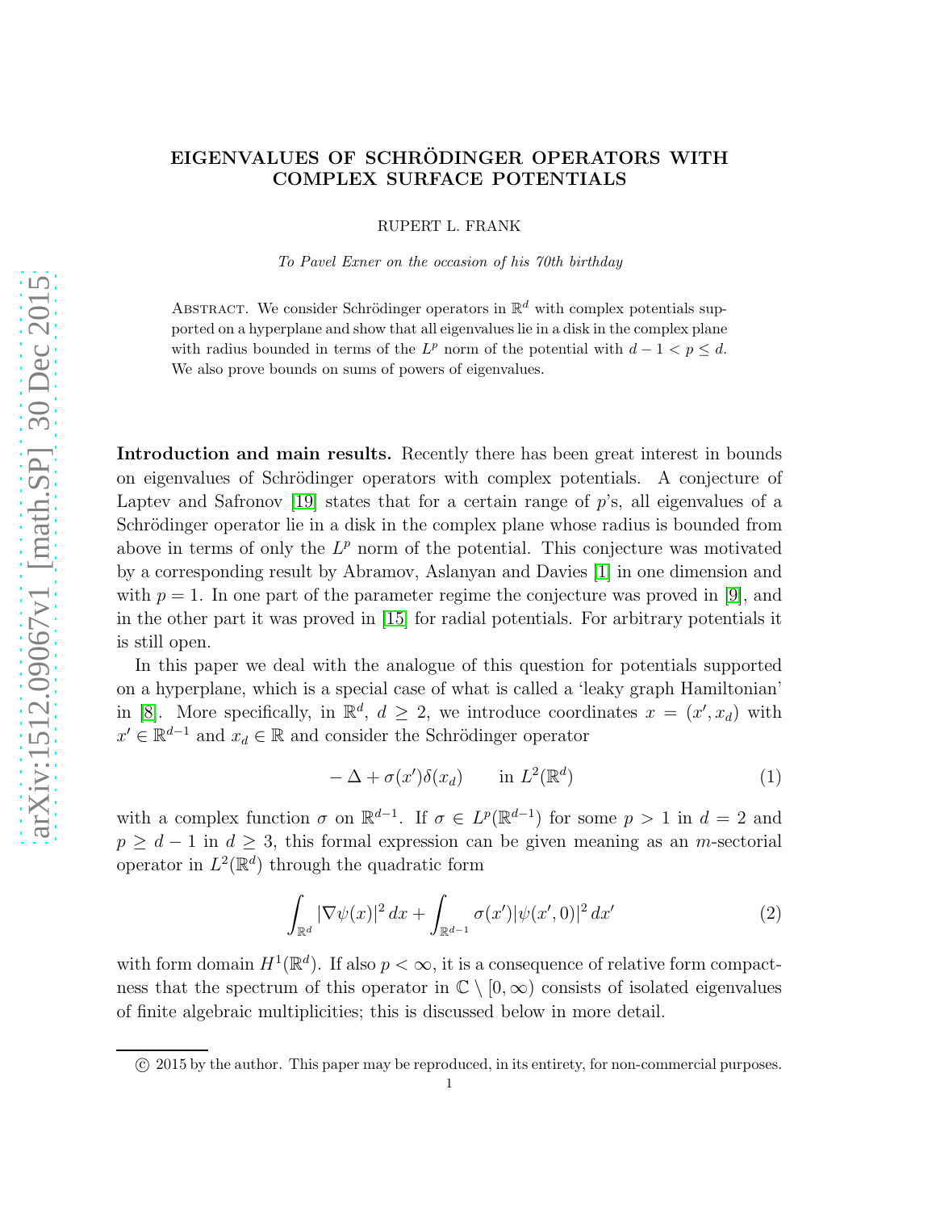# EIGENVALUES OF SCHRÖDINGER OPERATORS WITH COMPLEX SURFACE POTENTIALS

RUPERT L. FRANK

*To Pavel Exner on the occasion of his 70th birthday*

Abstract. We consider Schrödinger operators in $\mathbb{R}^d$ with complex potentials supported on a hyperplane and show that all eigenvalues lie in a disk in the complex plane with radius bounded in terms of the $L^p$ norm of the potential with $d-1 < p \leq d$. We also prove bounds on sums of powers of eigenvalues.

**Introduction and main results.** Recently there has been great interest in bounds on eigenvalues of Schrödinger operators with complex potentials. A conjecture of Laptev and Safronov [19] states that for a certain range of $p$'s, all eigenvalues of a Schrödinger operator lie in a disk in the complex plane whose radius is bounded from above in terms of only the $L^p$ norm of the potential. This conjecture was motivated by a corresponding result by Abramov, Aslanyan and Davies [1] in one dimension and with $p = 1$. In one part of the parameter regime the conjecture was proved in [9], and in the other part it was proved in [15] for radial potentials. For arbitrary potentials it is still open.

In this paper we deal with the analogue of this question for potentials supported on a hyperplane, which is a special case of what is called a 'leaky graph Hamiltonian' in [8]. More specifically, in $\mathbb{R}^d$, $d \geq 2$, we introduce coordinates $x = (x', x_d)$ with $x' \in \mathbb{R}^{d-1}$ and $x_d \in \mathbb{R}$ and consider the Schrödinger operator

$$-\Delta + \sigma(x')\delta(x_d) \qquad \text{in } L^2(\mathbb{R}^d) \tag{1}$$

with a complex function $\sigma$ on $\mathbb{R}^{d-1}$. If $\sigma \in L^p(\mathbb{R}^{d-1})$ for some $p > 1$ in $d = 2$ and $p \geq d-1$ in $d \geq 3$, this formal expression can be given meaning as an $m$-sectorial operator in $L^2(\mathbb{R}^d)$ through the quadratic form

$$\int_{\mathbb{R}^d} |\nabla \psi(x)|^2 \, dx + \int_{\mathbb{R}^{d-1}} \sigma(x') |\psi(x', 0)|^2 \, dx' \tag{2}$$

with form domain $H^1(\mathbb{R}^d)$. If also $p < \infty$, it is a consequence of relative form compactness that the spectrum of this operator in $\mathbb{C} \setminus [0, \infty)$ consists of isolated eigenvalues of finite algebraic multiplicities; this is discussed below in more detail.

© 2015 by the author. This paper may be reproduced, in its entirety, for non-commercial purposes.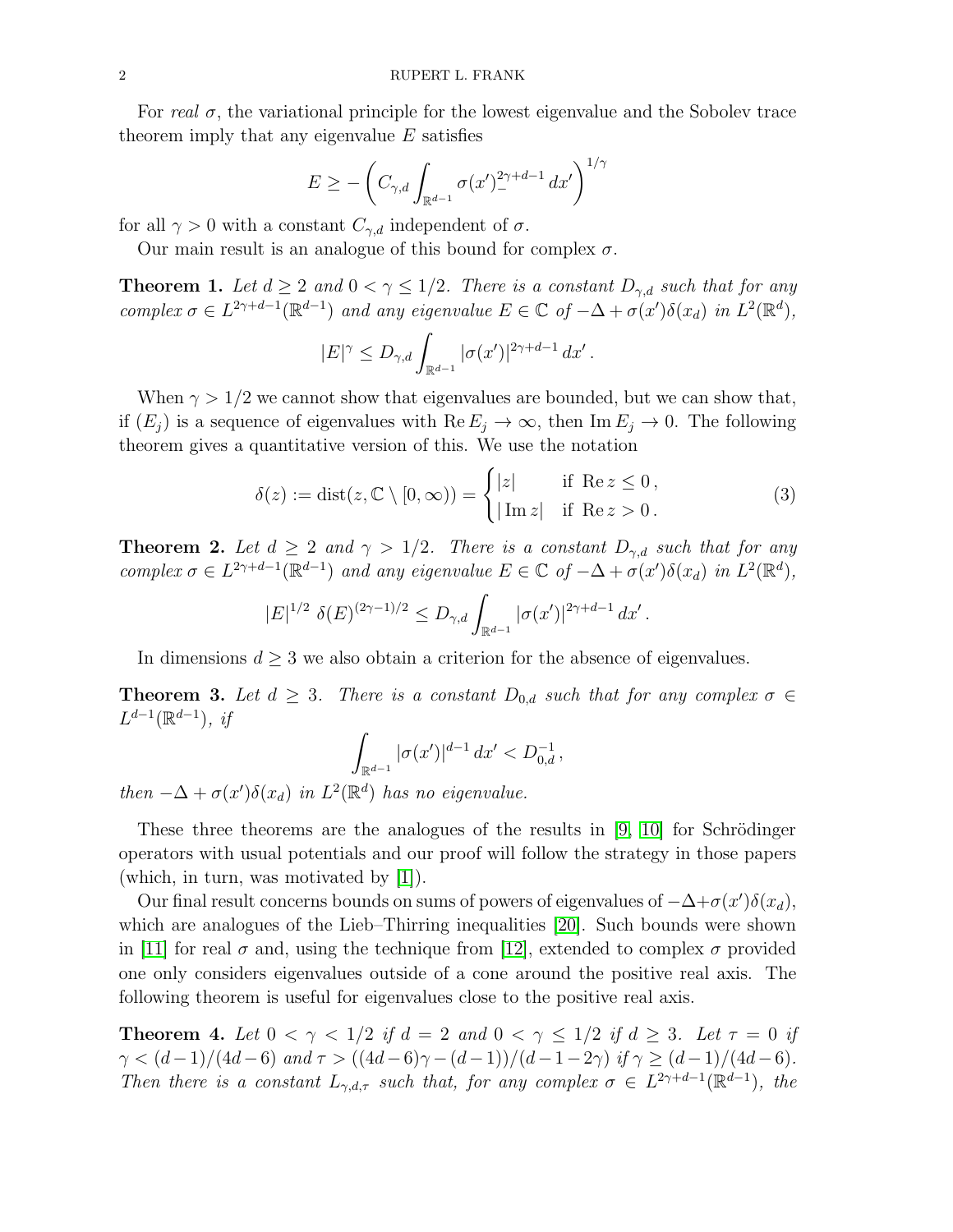For *real* $\sigma$, the variational principle for the lowest eigenvalue and the Sobolev trace theorem imply that any eigenvalue $E$ satisfies

$$E \geq -\left( C_{\gamma,d} \int_{\mathbb{R}^{d-1}} \sigma(x')_-^{2\gamma+d-1}\, dx' \right)^{1/\gamma}$$

for all $\gamma > 0$ with a constant $C_{\gamma,d}$ independent of $\sigma$.

Our main result is an analogue of this bound for complex $\sigma$.

**Theorem 1.** *Let $d \geq 2$ and $0 < \gamma \leq 1/2$. There is a constant $D_{\gamma,d}$ such that for any complex $\sigma \in L^{2\gamma+d-1}(\mathbb{R}^{d-1})$ and any eigenvalue $E \in \mathbb{C}$ of $-\Delta + \sigma(x')\delta(x_d)$ in $L^2(\mathbb{R}^d)$,*

$$|E|^\gamma \leq D_{\gamma,d} \int_{\mathbb{R}^{d-1}} |\sigma(x')|^{2\gamma+d-1}\, dx' .$$

When $\gamma > 1/2$ we cannot show that eigenvalues are bounded, but we can show that, if $(E_j)$ is a sequence of eigenvalues with $\operatorname{Re} E_j \to \infty$, then $\operatorname{Im} E_j \to 0$. The following theorem gives a quantitative version of this. We use the notation

$$\delta(z) := \operatorname{dist}(z, \mathbb{C} \setminus [0,\infty)) = \begin{cases} |z| & \text{if } \operatorname{Re} z \leq 0 , \\ |\operatorname{Im} z| & \text{if } \operatorname{Re} z > 0 . \end{cases} \tag{3}$$

**Theorem 2.** *Let $d \geq 2$ and $\gamma > 1/2$. There is a constant $D_{\gamma,d}$ such that for any complex $\sigma \in L^{2\gamma+d-1}(\mathbb{R}^{d-1})$ and any eigenvalue $E \in \mathbb{C}$ of $-\Delta + \sigma(x')\delta(x_d)$ in $L^2(\mathbb{R}^d)$,*

$$|E|^{1/2}\ \delta(E)^{(2\gamma-1)/2} \leq D_{\gamma,d} \int_{\mathbb{R}^{d-1}} |\sigma(x')|^{2\gamma+d-1}\, dx' .$$

In dimensions $d \geq 3$ we also obtain a criterion for the absence of eigenvalues.

**Theorem 3.** *Let $d \geq 3$. There is a constant $D_{0,d}$ such that for any complex $\sigma \in L^{d-1}(\mathbb{R}^{d-1})$, if*

$$\int_{\mathbb{R}^{d-1}} |\sigma(x')|^{d-1}\, dx' < D_{0,d}^{-1} ,$$

*then $-\Delta + \sigma(x')\delta(x_d)$ in $L^2(\mathbb{R}^d)$ has no eigenvalue.*

These three theorems are the analogues of the results in [9, 10] for Schrödinger operators with usual potentials and our proof will follow the strategy in those papers (which, in turn, was motivated by [1]).

Our final result concerns bounds on sums of powers of eigenvalues of $-\Delta+\sigma(x')\delta(x_d)$, which are analogues of the Lieb–Thirring inequalities [20]. Such bounds were shown in [11] for real $\sigma$ and, using the technique from [12], extended to complex $\sigma$ provided one only considers eigenvalues outside of a cone around the positive real axis. The following theorem is useful for eigenvalues close to the positive real axis.

**Theorem 4.** *Let $0 < \gamma < 1/2$ if $d = 2$ and $0 < \gamma \leq 1/2$ if $d \geq 3$. Let $\tau = 0$ if $\gamma < (d-1)/(4d-6)$ and $\tau > ((4d-6)\gamma - (d-1))/(d-1-2\gamma)$ if $\gamma \geq (d-1)/(4d-6)$. Then there is a constant $L_{\gamma,d,\tau}$ such that, for any complex $\sigma \in L^{2\gamma+d-1}(\mathbb{R}^{d-1})$, the*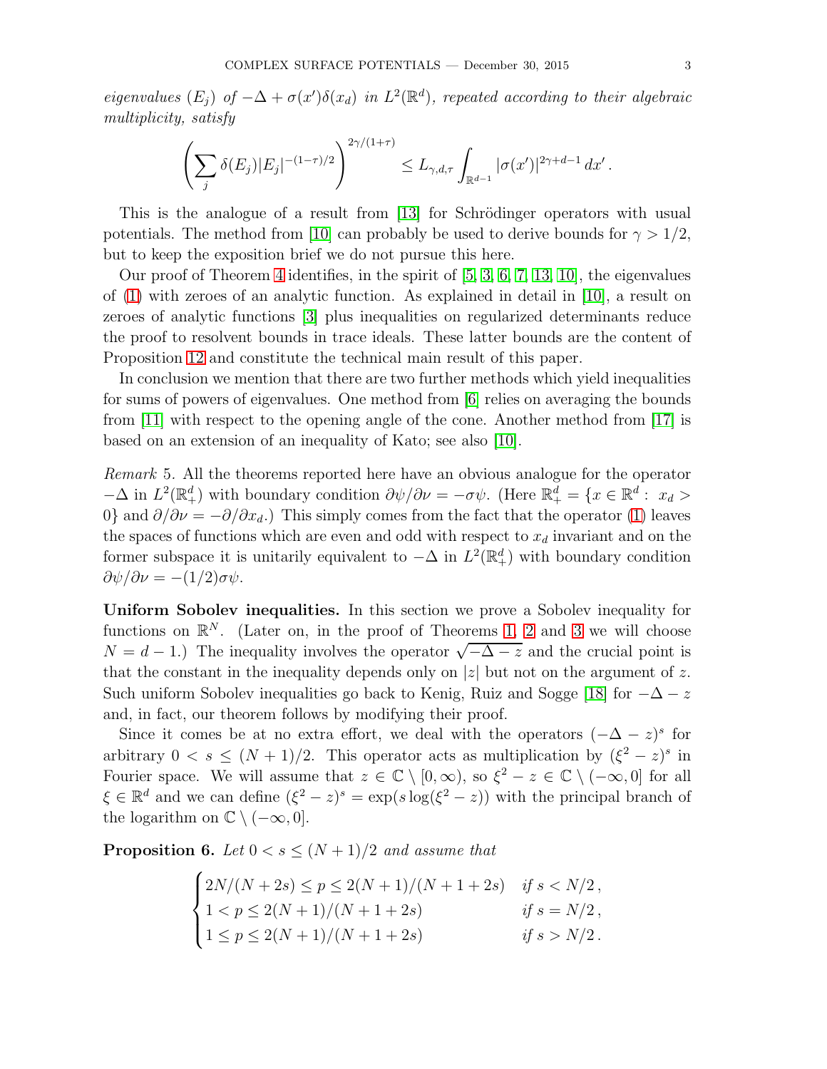*eigenvalues $(E_j)$ of $-\Delta + \sigma(x')\delta(x_d)$ in $L^2(\mathbb{R}^d)$, repeated according to their algebraic multiplicity, satisfy*

$$\left( \sum_j \delta(E_j) |E_j|^{-(1-\tau)/2} \right)^{2\gamma/(1+\tau)} \leq L_{\gamma,d,\tau} \int_{\mathbb{R}^{d-1}} |\sigma(x')|^{2\gamma+d-1} \, dx' \, .$$

This is the analogue of a result from [13] for Schrödinger operators with usual potentials. The method from [10] can probably be used to derive bounds for $\gamma > 1/2$, but to keep the exposition brief we do not pursue this here.

Our proof of Theorem 4 identifies, in the spirit of [5, 3, 6, 7, 13, 10], the eigenvalues of (1) with zeroes of an analytic function. As explained in detail in [10], a result on zeroes of analytic functions [3] plus inequalities on regularized determinants reduce the proof to resolvent bounds in trace ideals. These latter bounds are the content of Proposition 12 and constitute the technical main result of this paper.

In conclusion we mention that there are two further methods which yield inequalities for sums of powers of eigenvalues. One method from [6] relies on averaging the bounds from [11] with respect to the opening angle of the cone. Another method from [17] is based on an extension of an inequality of Kato; see also [10].

*Remark* 5. All the theorems reported here have an obvious analogue for the operator $-\Delta$ in $L^2(\mathbb{R}^d_+)$ with boundary condition $\partial\psi/\partial\nu = -\sigma\psi$. (Here $\mathbb{R}^d_+ = \{x \in \mathbb{R}^d : \ x_d > 0\}$ and $\partial/\partial\nu = -\partial/\partial x_d$.) This simply comes from the fact that the operator (1) leaves the spaces of functions which are even and odd with respect to $x_d$ invariant and on the former subspace it is unitarily equivalent to $-\Delta$ in $L^2(\mathbb{R}^d_+)$ with boundary condition $\partial\psi/\partial\nu = -(1/2)\sigma\psi$.

**Uniform Sobolev inequalities.** In this section we prove a Sobolev inequality for functions on $\mathbb{R}^N$. (Later on, in the proof of Theorems 1, 2 and 3 we will choose $N = d-1$.) The inequality involves the operator $\sqrt{-\Delta - z}$ and the crucial point is that the constant in the inequality depends only on $|z|$ but not on the argument of $z$. Such uniform Sobolev inequalities go back to Kenig, Ruiz and Sogge [18] for $-\Delta - z$ and, in fact, our theorem follows by modifying their proof.

Since it comes be at no extra effort, we deal with the operators $(-\Delta - z)^s$ for arbitrary $0 < s \leq (N+1)/2$. This operator acts as multiplication by $(\xi^2 - z)^s$ in Fourier space. We will assume that $z \in \mathbb{C} \setminus [0,\infty)$, so $\xi^2 - z \in \mathbb{C} \setminus (-\infty, 0]$ for all $\xi \in \mathbb{R}^d$ and we can define $(\xi^2 - z)^s = \exp(s \log(\xi^2 - z))$ with the principal branch of the logarithm on $\mathbb{C} \setminus (-\infty, 0]$.

**Proposition 6.** *Let $0 < s \leq (N+1)/2$ and assume that*

$$\begin{cases} 2N/(N+2s) \leq p \leq 2(N+1)/(N+1+2s) & \text{if } s < N/2 \, , \\ 1 < p \leq 2(N+1)/(N+1+2s) & \text{if } s = N/2 \, , \\ 1 \leq p \leq 2(N+1)/(N+1+2s) & \text{if } s > N/2 \, . \end{cases}$$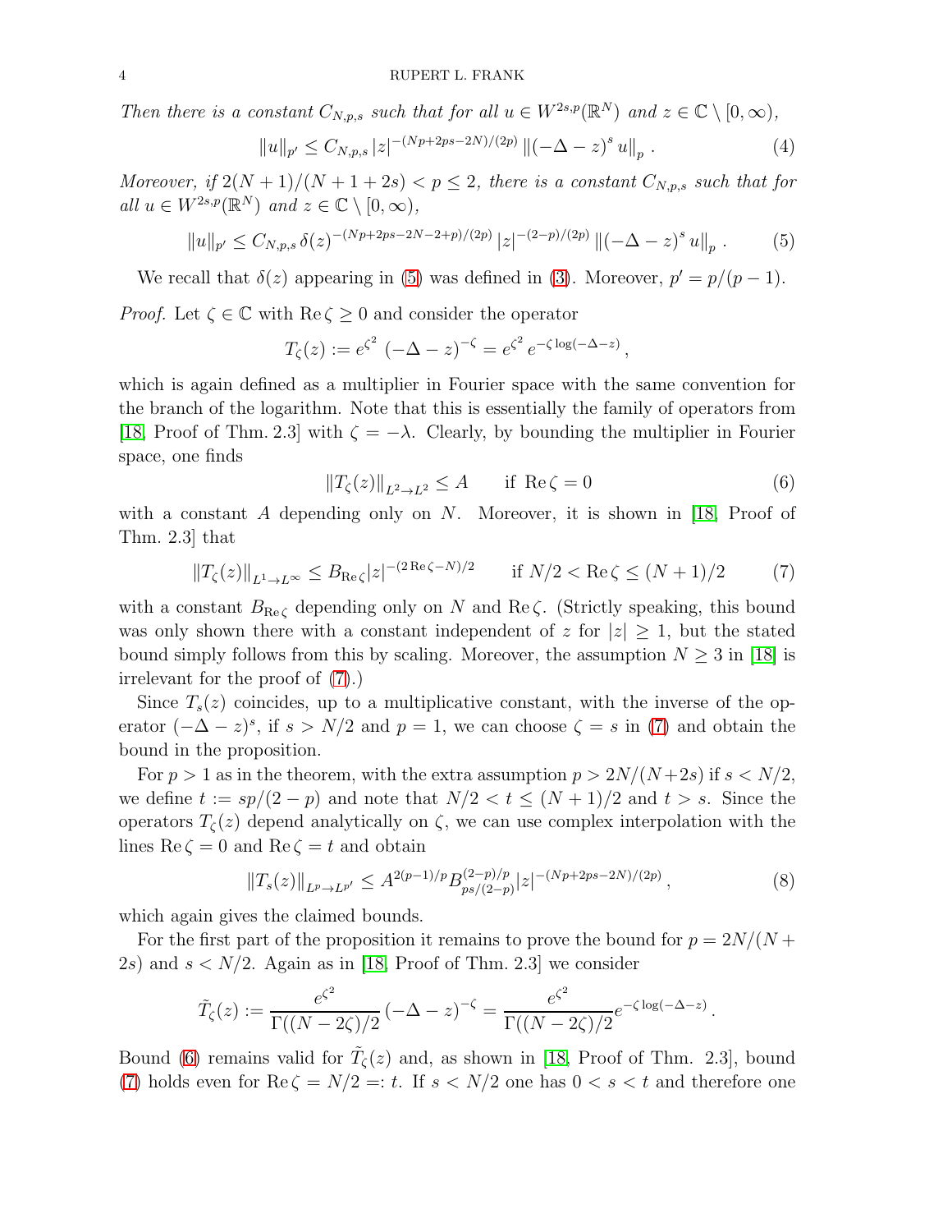*Then there is a constant $C_{N,p,s}$ such that for all $u \in W^{2s,p}(\mathbb{R}^N)$ and $z \in \mathbb{C} \setminus [0,\infty)$,*

$$\|u\|_{p'} \leq C_{N,p,s} \, |z|^{-(Np+2ps-2N)/(2p)} \, \|(-\Delta - z)^s \, u\|_p \, . \tag{4}$$

*Moreover, if $2(N+1)/(N+1+2s) < p \leq 2$, there is a constant $C_{N,p,s}$ such that for all $u \in W^{2s,p}(\mathbb{R}^N)$ and $z \in \mathbb{C} \setminus [0,\infty)$,*

$$\|u\|_{p'} \leq C_{N,p,s} \, \delta(z)^{-(Np+2ps-2N-2+p)/(2p)} \, |z|^{-(2-p)/(2p)} \, \|(-\Delta - z)^s \, u\|_p \, . \tag{5}$$

We recall that $\delta(z)$ appearing in (5) was defined in (3). Moreover, $p' = p/(p-1)$.

*Proof.* Let $\zeta \in \mathbb{C}$ with $\operatorname{Re} \zeta \geq 0$ and consider the operator

$$T_\zeta(z) := e^{\zeta^2} \, (-\Delta - z)^{-\zeta} = e^{\zeta^2} \, e^{-\zeta \log(-\Delta - z)} \, ,$$

which is again defined as a multiplier in Fourier space with the same convention for the branch of the logarithm. Note that this is essentially the family of operators from [18, Proof of Thm. 2.3] with $\zeta = -\lambda$. Clearly, by bounding the multiplier in Fourier space, one finds

$$\|T_\zeta(z)\|_{L^2 \to L^2} \leq A \qquad \text{if } \operatorname{Re} \zeta = 0 \tag{6}$$

with a constant $A$ depending only on $N$. Moreover, it is shown in [18, Proof of Thm. 2.3] that

$$\|T_\zeta(z)\|_{L^1 \to L^\infty} \leq B_{\operatorname{Re} \zeta} |z|^{-(2 \operatorname{Re} \zeta - N)/2} \qquad \text{if } N/2 < \operatorname{Re} \zeta \leq (N+1)/2 \tag{7}$$

with a constant $B_{\operatorname{Re} \zeta}$ depending only on $N$ and $\operatorname{Re} \zeta$. (Strictly speaking, this bound was only shown there with a constant independent of $z$ for $|z| \geq 1$, but the stated bound simply follows from this by scaling. Moreover, the assumption $N \geq 3$ in [18] is irrelevant for the proof of (7).)

Since $T_s(z)$ coincides, up to a multiplicative constant, with the inverse of the operator $(-\Delta - z)^s$, if $s > N/2$ and $p = 1$, we can choose $\zeta = s$ in (7) and obtain the bound in the proposition.

For $p > 1$ as in the theorem, with the extra assumption $p > 2N/(N+2s)$ if $s < N/2$, we define $t := sp/(2-p)$ and note that $N/2 < t \leq (N+1)/2$ and $t > s$. Since the operators $T_\zeta(z)$ depend analytically on $\zeta$, we can use complex interpolation with the lines $\operatorname{Re} \zeta = 0$ and $\operatorname{Re} \zeta = t$ and obtain

$$\|T_s(z)\|_{L^p \to L^{p'}} \leq A^{2(p-1)/p} B_{ps/(2-p)}^{(2-p)/p} |z|^{-(Np+2ps-2N)/(2p)} \, , \tag{8}$$

which again gives the claimed bounds.

For the first part of the proposition it remains to prove the bound for $p = 2N/(N+2s)$ and $s < N/2$. Again as in [18, Proof of Thm. 2.3] we consider

$$\tilde{T}_\zeta(z) := \frac{e^{\zeta^2}}{\Gamma((N-2\zeta)/2} \, (-\Delta - z)^{-\zeta} = \frac{e^{\zeta^2}}{\Gamma((N-2\zeta)/2} e^{-\zeta \log(-\Delta - z)} \, .$$

Bound (6) remains valid for $\tilde{T}_\zeta(z)$ and, as shown in [18, Proof of Thm. 2.3], bound (7) holds even for $\operatorname{Re} \zeta = N/2 =: t$. If $s < N/2$ one has $0 < s < t$ and therefore one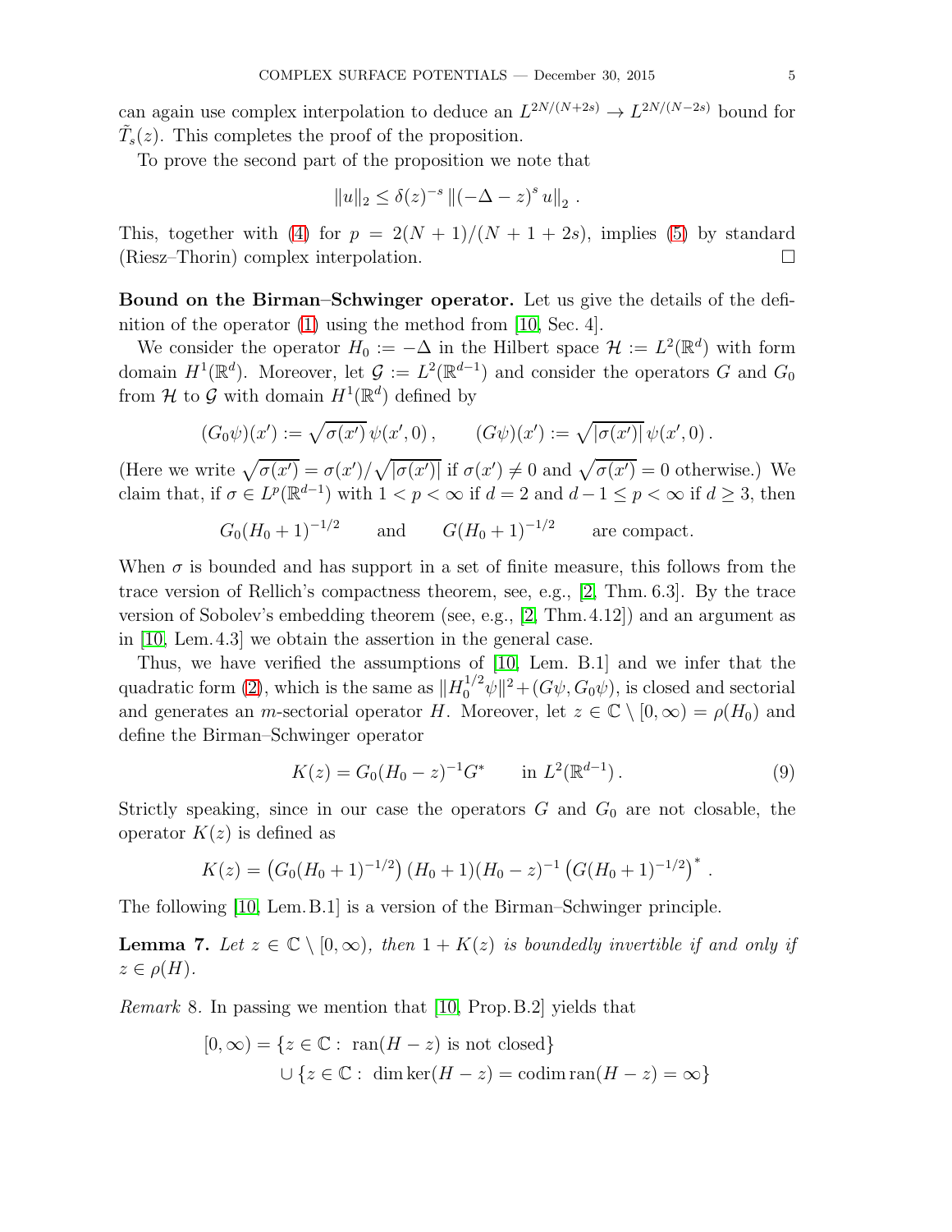can again use complex interpolation to deduce an $L^{2N/(N+2s)} \to L^{2N/(N-2s)}$ bound for $\tilde{T}_s(z)$. This completes the proof of the proposition.

To prove the second part of the proposition we note that

$$\|u\|_2 \leq \delta(z)^{-s} \left\|(-\Delta - z)^s u\right\|_2 .$$

This, together with (4) for $p = 2(N+1)/(N+1+2s)$, implies (5) by standard (Riesz–Thorin) complex interpolation. $\square$

**Bound on the Birman–Schwinger operator.** Let us give the details of the definition of the operator (1) using the method from [10, Sec. 4].

We consider the operator $H_0 := -\Delta$ in the Hilbert space $\mathcal{H} := L^2(\mathbb{R}^d)$ with form domain $H^1(\mathbb{R}^d)$. Moreover, let $\mathcal{G} := L^2(\mathbb{R}^{d-1})$ and consider the operators $G$ and $G_0$ from $\mathcal{H}$ to $\mathcal{G}$ with domain $H^1(\mathbb{R}^d)$ defined by

$$(G_0\psi)(x') := \sqrt{\sigma(x')}\, \psi(x', 0) , \qquad (G\psi)(x') := \sqrt{|\sigma(x')|}\, \psi(x', 0) .$$

(Here we write $\sqrt{\sigma(x')} = \sigma(x')/\sqrt{|\sigma(x')|}$ if $\sigma(x') \neq 0$ and $\sqrt{\sigma(x')} = 0$ otherwise.) We claim that, if $\sigma \in L^p(\mathbb{R}^{d-1})$ with $1 < p < \infty$ if $d = 2$ and $d-1 \leq p < \infty$ if $d \geq 3$, then

$$G_0(H_0+1)^{-1/2} \qquad \text{and} \qquad G(H_0+1)^{-1/2} \qquad \text{are compact.}$$

When $\sigma$ is bounded and has support in a set of finite measure, this follows from the trace version of Rellich's compactness theorem, see, e.g., [2, Thm. 6.3]. By the trace version of Sobolev's embedding theorem (see, e.g., [2, Thm. 4.12]) and an argument as in [10, Lem. 4.3] we obtain the assertion in the general case.

Thus, we have verified the assumptions of [10, Lem. B.1] and we infer that the quadratic form (2), which is the same as $\|H_0^{1/2}\psi\|^2 + (G\psi, G_0\psi)$, is closed and sectorial and generates an $m$-sectorial operator $H$. Moreover, let $z \in \mathbb{C} \setminus [0, \infty) = \rho(H_0)$ and define the Birman–Schwinger operator

$$K(z) = G_0(H_0 - z)^{-1} G^* \qquad \text{in } L^2(\mathbb{R}^{d-1}) . \tag{9}$$

Strictly speaking, since in our case the operators $G$ and $G_0$ are not closable, the operator $K(z)$ is defined as

$$K(z) = \left(G_0(H_0+1)^{-1/2}\right)(H_0+1)(H_0-z)^{-1}\left(G(H_0+1)^{-1/2}\right)^* .$$

The following [10, Lem. B.1] is a version of the Birman–Schwinger principle.

**Lemma 7.** *Let $z \in \mathbb{C} \setminus [0, \infty)$, then $1 + K(z)$ is boundedly invertible if and only if $z \in \rho(H)$.*

*Remark* 8. In passing we mention that [10, Prop. B.2] yields that

$$\begin{aligned} [0, \infty) = &\{z \in \mathbb{C} : \ \operatorname{ran}(H - z) \text{ is not closed}\} \\ &\cup \{z \in \mathbb{C} : \ \dim \ker(H - z) = \operatorname{codim} \operatorname{ran}(H - z) = \infty\} \end{aligned}$$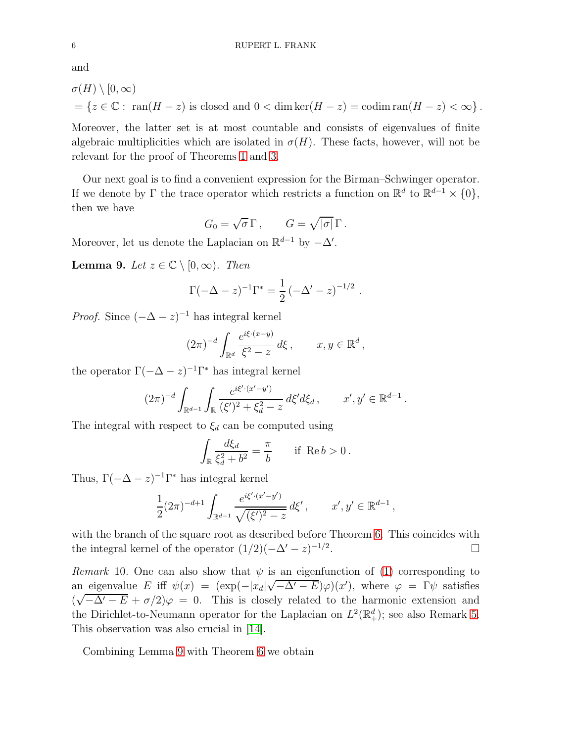and

$$
\begin{aligned}
&\sigma(H) \setminus [0,\infty) \\
&= \{z \in \mathbb{C} : \ \operatorname{ran}(H-z) \text{ is closed and } 0 < \dim\ker(H-z) = \operatorname{codim}\operatorname{ran}(H-z) < \infty\} .
\end{aligned}
$$

Moreover, the latter set is at most countable and consists of eigenvalues of finite algebraic multiplicities which are isolated in $\sigma(H)$. These facts, however, will not be relevant for the proof of Theorems 1 and 3.

Our next goal is to find a convenient expression for the Birman–Schwinger operator. If we denote by $\Gamma$ the trace operator which restricts a function on $\mathbb{R}^d$ to $\mathbb{R}^{d-1}\times\{0\}$, then we have

$$
G_0 = \sqrt{\sigma}\,\Gamma , \qquad G = \sqrt{|\sigma|}\,\Gamma .
$$

Moreover, let us denote the Laplacian on $\mathbb{R}^{d-1}$ by $-\Delta'$.

**Lemma 9.** *Let $z \in \mathbb{C}\setminus[0,\infty)$. Then*

$$
\Gamma(-\Delta - z)^{-1}\Gamma^* = \frac{1}{2}\left(-\Delta' - z\right)^{-1/2} .
$$

*Proof.* Since $(-\Delta-z)^{-1}$ has integral kernel

$$
(2\pi)^{-d}\int_{\mathbb{R}^d} \frac{e^{i\xi\cdot(x-y)}}{\xi^2 - z}\, d\xi , \qquad x,y\in\mathbb{R}^d ,
$$

the operator $\Gamma(-\Delta-z)^{-1}\Gamma^*$ has integral kernel

$$
(2\pi)^{-d}\int_{\mathbb{R}^{d-1}}\int_{\mathbb{R}} \frac{e^{i\xi'\cdot(x'-y')}}{(\xi')^2+\xi_d^2 - z}\, d\xi' d\xi_d , \qquad x',y'\in\mathbb{R}^{d-1} .
$$

The integral with respect to $\xi_d$ can be computed using

$$
\int_{\mathbb{R}} \frac{d\xi_d}{\xi_d^2 + b^2} = \frac{\pi}{b} \qquad \text{if } \operatorname{Re} b > 0 .
$$

Thus, $\Gamma(-\Delta-z)^{-1}\Gamma^*$ has integral kernel

$$
\frac{1}{2}(2\pi)^{-d+1}\int_{\mathbb{R}^{d-1}} \frac{e^{i\xi'\cdot(x'-y')}}{\sqrt{(\xi')^2 - z}}\, d\xi' , \qquad x',y'\in\mathbb{R}^{d-1} ,
$$

with the branch of the square root as described before Theorem 6. This coincides with the integral kernel of the operator $(1/2)(-\Delta'-z)^{-1/2}$. $\square$

*Remark* 10. One can also show that $\psi$ is an eigenfunction of (1) corresponding to an eigenvalue $E$ iff $\psi(x) = (\exp(-|x_d|\sqrt{-\Delta'-E})\varphi)(x')$, where $\varphi = \Gamma\psi$ satisfies $(\sqrt{-\Delta'-E}+\sigma/2)\varphi = 0$. This is closely related to the harmonic extension and the Dirichlet-to-Neumann operator for the Laplacian on $L^2(\mathbb{R}^d_+)$; see also Remark 5. This observation was also crucial in [14].

Combining Lemma 9 with Theorem 6 we obtain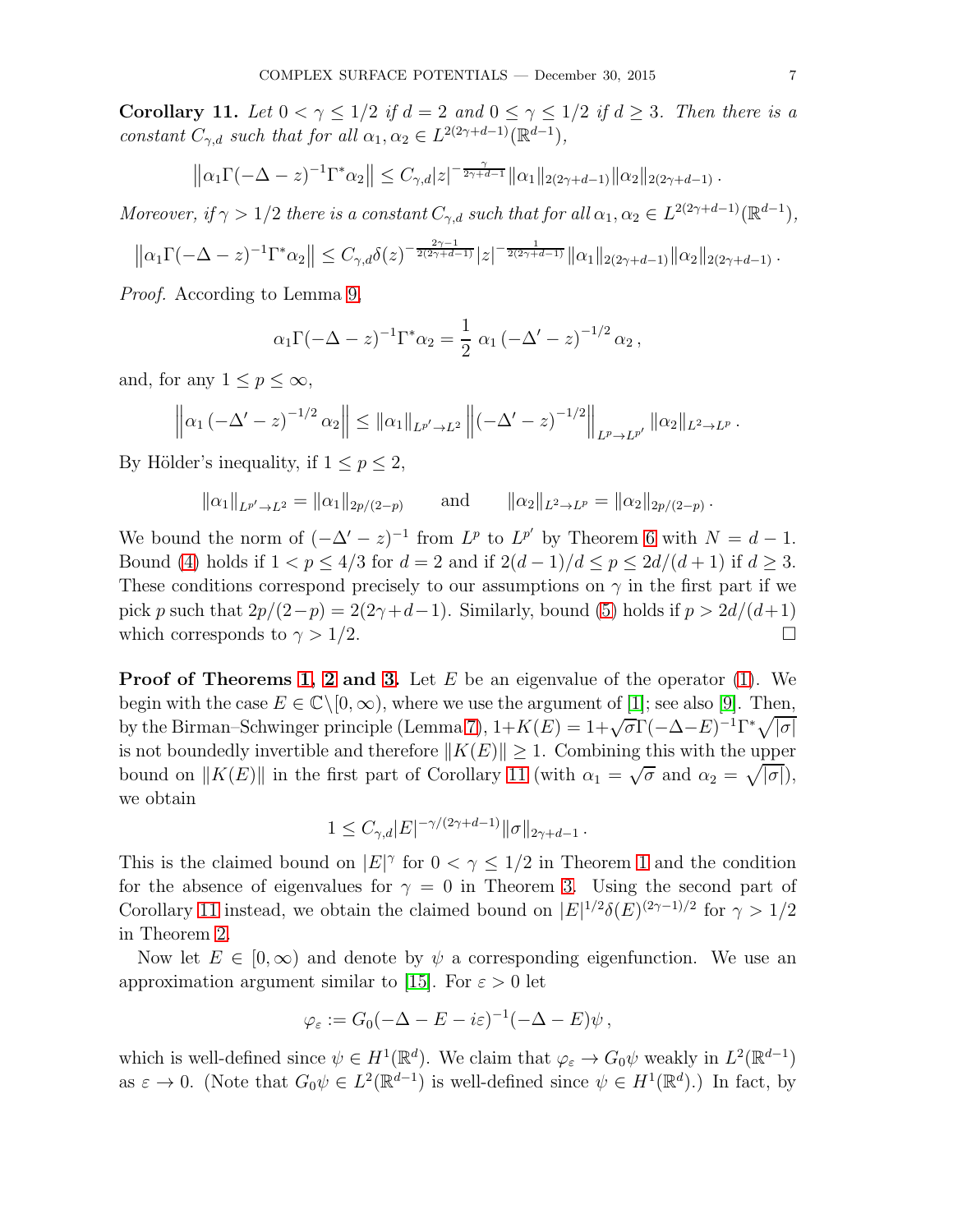**Corollary 11.** *Let $0 < \gamma \le 1/2$ if $d = 2$ and $0 \le \gamma \le 1/2$ if $d \ge 3$. Then there is a constant $C_{\gamma,d}$ such that for all $\alpha_1, \alpha_2 \in L^{2(2\gamma+d-1)}(\mathbb{R}^{d-1})$,*

$$\left\|\alpha_1 \Gamma(-\Delta - z)^{-1}\Gamma^* \alpha_2\right\| \le C_{\gamma,d} |z|^{-\frac{\gamma}{2\gamma+d-1}} \|\alpha_1\|_{2(2\gamma+d-1)} \|\alpha_2\|_{2(2\gamma+d-1)} .$$

*Moreover, if $\gamma > 1/2$ there is a constant $C_{\gamma,d}$ such that for all $\alpha_1, \alpha_2 \in L^{2(2\gamma+d-1)}(\mathbb{R}^{d-1})$,*

$$\left\|\alpha_1 \Gamma(-\Delta - z)^{-1}\Gamma^* \alpha_2\right\| \le C_{\gamma,d} \delta(z)^{-\frac{2\gamma-1}{2(2\gamma+d-1)}} |z|^{-\frac{1}{2(2\gamma+d-1)}} \|\alpha_1\|_{2(2\gamma+d-1)} \|\alpha_2\|_{2(2\gamma+d-1)} .$$

*Proof.* According to Lemma 9,

$$\alpha_1 \Gamma(-\Delta - z)^{-1}\Gamma^* \alpha_2 = \frac{1}{2}\ \alpha_1 \left(-\Delta' - z\right)^{-1/2} \alpha_2 \,,$$

and, for any $1 \le p \le \infty$,

$$\left\|\alpha_1 \left(-\Delta' - z\right)^{-1/2} \alpha_2\right\| \le \|\alpha_1\|_{L^{p'} \to L^2} \left\|\left(-\Delta' - z\right)^{-1/2}\right\|_{L^p \to L^{p'}} \|\alpha_2\|_{L^2 \to L^p} .$$

By Hölder's inequality, if $1 \le p \le 2$,

$$\|\alpha_1\|_{L^{p'} \to L^2} = \|\alpha_1\|_{2p/(2-p)} \qquad \text{and} \qquad \|\alpha_2\|_{L^2 \to L^p} = \|\alpha_2\|_{2p/(2-p)} .$$

We bound the norm of $(-\Delta' - z)^{-1}$ from $L^p$ to $L^{p'}$ by Theorem 6 with $N = d-1$. Bound (4) holds if $1 < p \le 4/3$ for $d = 2$ and if $2(d-1)/d \le p \le 2d/(d+1)$ if $d \ge 3$. These conditions correspond precisely to our assumptions on $\gamma$ in the first part if we pick $p$ such that $2p/(2-p) = 2(2\gamma+d-1)$. Similarly, bound (5) holds if $p > 2d/(d+1)$ which corresponds to $\gamma > 1/2$. □

**Proof of Theorems 1, 2 and 3.** Let $E$ be an eigenvalue of the operator (1). We begin with the case $E \in \mathbb{C}\setminus[0,\infty)$, where we use the argument of [1]; see also [9]. Then, by the Birman–Schwinger principle (Lemma 7), $1 + K(E) = 1 + \sqrt{\sigma}\Gamma(-\Delta - E)^{-1}\Gamma^*\sqrt{|\sigma|}$ is not boundedly invertible and therefore $\|K(E)\| \ge 1$. Combining this with the upper bound on $\|K(E)\|$ in the first part of Corollary 11 (with $\alpha_1 = \sqrt{\sigma}$ and $\alpha_2 = \sqrt{|\sigma|}$), we obtain

$$1 \le C_{\gamma,d} |E|^{-\gamma/(2\gamma+d-1)} \|\sigma\|_{2\gamma+d-1} .$$

This is the claimed bound on $|E|^\gamma$ for $0 < \gamma \le 1/2$ in Theorem 1 and the condition for the absence of eigenvalues for $\gamma = 0$ in Theorem 3. Using the second part of Corollary 11 instead, we obtain the claimed bound on $|E|^{1/2}\delta(E)^{(2\gamma-1)/2}$ for $\gamma > 1/2$ in Theorem 2.

Now let $E \in [0,\infty)$ and denote by $\psi$ a corresponding eigenfunction. We use an approximation argument similar to [15]. For $\varepsilon > 0$ let

$$\varphi_\varepsilon := G_0(-\Delta - E - i\varepsilon)^{-1}(-\Delta - E)\psi \,,$$

which is well-defined since $\psi \in H^1(\mathbb{R}^d)$. We claim that $\varphi_\varepsilon \to G_0\psi$ weakly in $L^2(\mathbb{R}^{d-1})$ as $\varepsilon \to 0$. (Note that $G_0\psi \in L^2(\mathbb{R}^{d-1})$ is well-defined since $\psi \in H^1(\mathbb{R}^d)$.) In fact, by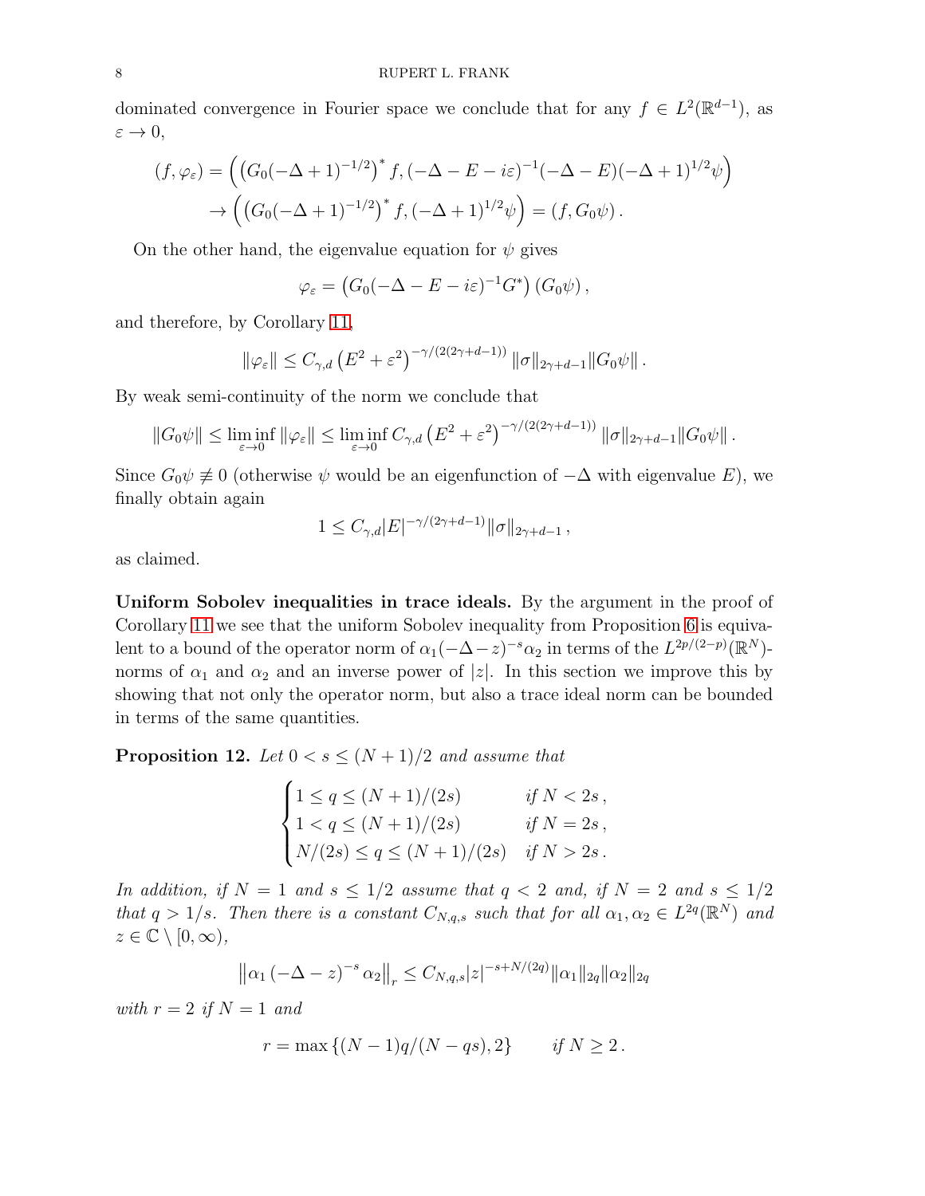dominated convergence in Fourier space we conclude that for any $f \in L^2(\mathbb{R}^{d-1})$, as $\varepsilon \to 0$,

$$
\begin{aligned}
(f, \varphi_\varepsilon) &= \left( \left(G_0(-\Delta+1)^{-1/2}\right)^* f, (-\Delta - E - i\varepsilon)^{-1}(-\Delta - E)(-\Delta+1)^{1/2}\psi \right) \\
&\to \left( \left(G_0(-\Delta+1)^{-1/2}\right)^* f, (-\Delta+1)^{1/2}\psi \right) = (f, G_0\psi) \,.
\end{aligned}
$$

On the other hand, the eigenvalue equation for $\psi$ gives

$$
\varphi_\varepsilon = \left(G_0(-\Delta - E - i\varepsilon)^{-1} G^*\right)(G_0\psi) \,,
$$

and therefore, by Corollary 11,

$$
\|\varphi_\varepsilon\| \leq C_{\gamma,d} \left(E^2 + \varepsilon^2\right)^{-\gamma/(2(2\gamma+d-1))} \|\sigma\|_{2\gamma+d-1} \|G_0\psi\| \,.
$$

By weak semi-continuity of the norm we conclude that

$$
\|G_0\psi\| \leq \liminf_{\varepsilon\to 0} \|\varphi_\varepsilon\| \leq \liminf_{\varepsilon\to 0} C_{\gamma,d} \left(E^2 + \varepsilon^2\right)^{-\gamma/(2(2\gamma+d-1))} \|\sigma\|_{2\gamma+d-1} \|G_0\psi\| \,.
$$

Since $G_0\psi \not\equiv 0$ (otherwise $\psi$ would be an eigenfunction of $-\Delta$ with eigenvalue $E$), we finally obtain again

$$
1 \leq C_{\gamma,d} |E|^{-\gamma/(2\gamma+d-1)} \|\sigma\|_{2\gamma+d-1} \,,
$$

as claimed.

**Uniform Sobolev inequalities in trace ideals.** By the argument in the proof of Corollary 11 we see that the uniform Sobolev inequality from Proposition 6 is equivalent to a bound of the operator norm of $\alpha_1(-\Delta - z)^{-s}\alpha_2$ in terms of the $L^{2p/(2-p)}(\mathbb{R}^N)$-norms of $\alpha_1$ and $\alpha_2$ and an inverse power of $|z|$. In this section we improve this by showing that not only the operator norm, but also a trace ideal norm can be bounded in terms of the same quantities.

**Proposition 12.** *Let $0 < s \leq (N+1)/2$ and assume that*

$$
\begin{cases}
1 \leq q \leq (N+1)/(2s) & \text{if } N < 2s \,, \\
1 < q \leq (N+1)/(2s) & \text{if } N = 2s \,, \\
N/(2s) \leq q \leq (N+1)/(2s) & \text{if } N > 2s \,.
\end{cases}
$$

*In addition, if $N = 1$ and $s \leq 1/2$ assume that $q < 2$ and, if $N = 2$ and $s \leq 1/2$ that $q > 1/s$. Then there is a constant $C_{N,q,s}$ such that for all $\alpha_1, \alpha_2 \in L^{2q}(\mathbb{R}^N)$ and $z \in \mathbb{C} \setminus [0, \infty)$,*

$$
\left\| \alpha_1 (-\Delta - z)^{-s} \alpha_2 \right\|_r \leq C_{N,q,s} |z|^{-s+N/(2q)} \|\alpha_1\|_{2q} \|\alpha_2\|_{2q}
$$

*with $r = 2$ if $N = 1$ and*

$$
r = \max\left\{(N-1)q/(N-qs), 2\right\} \qquad \text{if } N \geq 2 \,.
$$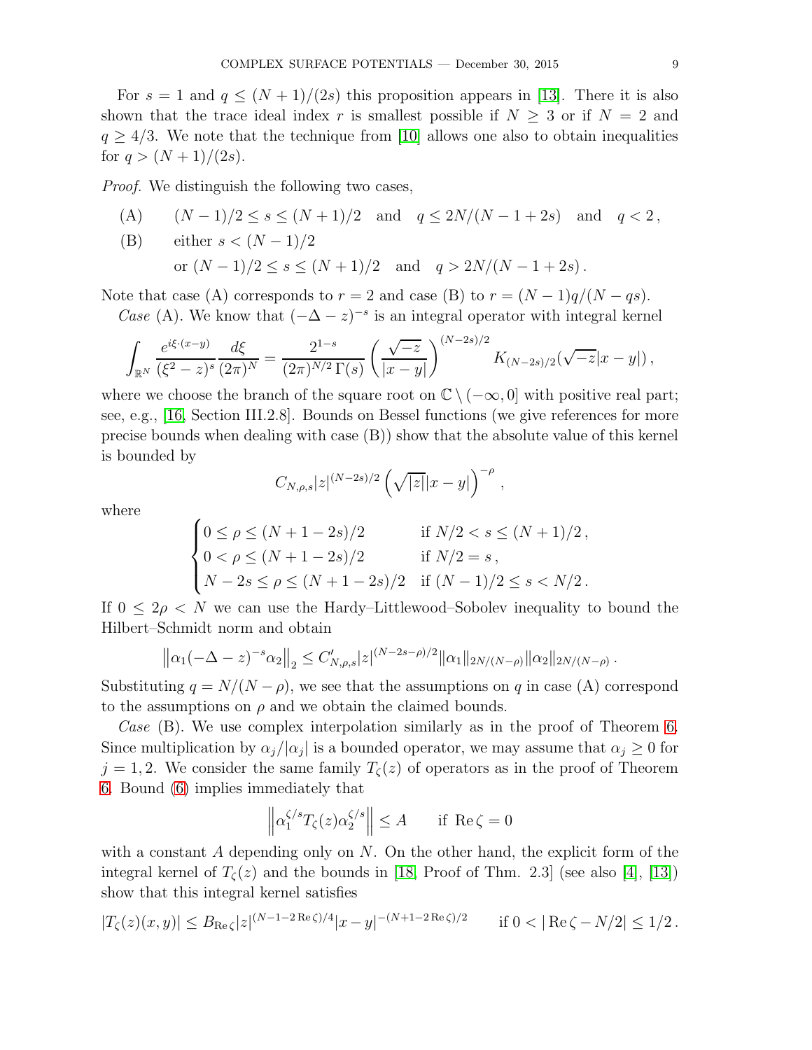For $s = 1$ and $q \leq (N+1)/(2s)$ this proposition appears in [13]. There it is also shown that the trace ideal index $r$ is smallest possible if $N \geq 3$ or if $N = 2$ and $q \geq 4/3$. We note that the technique from [10] allows one also to obtain inequalities for $q > (N+1)/(2s)$.

*Proof.* We distinguish the following two cases,

(A) $\quad (N-1)/2 \leq s \leq (N+1)/2 \quad \text{and} \quad q \leq 2N/(N-1+2s) \quad \text{and} \quad q < 2\,,$

(B) $\quad$ either $s < (N-1)/2$

$\quad\quad$ or $(N-1)/2 \leq s \leq (N+1)/2 \quad \text{and} \quad q > 2N/(N-1+2s)\,.$

Note that case (A) corresponds to $r = 2$ and case (B) to $r = (N-1)q/(N-qs)$.

*Case* (A). We know that $(-\Delta - z)^{-s}$ is an integral operator with integral kernel

$$\int_{\mathbb{R}^N} \frac{e^{i\xi\cdot(x-y)}}{(\xi^2 - z)^s} \frac{d\xi}{(2\pi)^N} = \frac{2^{1-s}}{(2\pi)^{N/2}\,\Gamma(s)} \left(\frac{\sqrt{-z}}{|x-y|}\right)^{(N-2s)/2} K_{(N-2s)/2}(\sqrt{-z}|x-y|)\,,$$

where we choose the branch of the square root on $\mathbb{C}\setminus(-\infty,0]$ with positive real part; see, e.g., [16, Section III.2.8]. Bounds on Bessel functions (we give references for more precise bounds when dealing with case (B)) show that the absolute value of this kernel is bounded by

$$C_{N,\rho,s}|z|^{(N-2s)/2}\left(\sqrt{|z|}|x-y|\right)^{-\rho}\,,$$

where

$$\begin{cases} 0 \leq \rho \leq (N+1-2s)/2 & \text{if } N/2 < s \leq (N+1)/2\,, \\ 0 < \rho \leq (N+1-2s)/2 & \text{if } N/2 = s\,, \\ N-2s \leq \rho \leq (N+1-2s)/2 & \text{if } (N-1)/2 \leq s < N/2\,. \end{cases}$$

If $0 \leq 2\rho < N$ we can use the Hardy–Littlewood–Sobolev inequality to bound the Hilbert–Schmidt norm and obtain

$$\left\|\alpha_1(-\Delta - z)^{-s}\alpha_2\right\|_2 \leq C'_{N,\rho,s}|z|^{(N-2s-\rho)/2}\|\alpha_1\|_{2N/(N-\rho)}\|\alpha_2\|_{2N/(N-\rho)}\,.$$

Substituting $q = N/(N-\rho)$, we see that the assumptions on $q$ in case (A) correspond to the assumptions on $\rho$ and we obtain the claimed bounds.

*Case* (B). We use complex interpolation similarly as in the proof of Theorem 6. Since multiplication by $\alpha_j/|\alpha_j|$ is a bounded operator, we may assume that $\alpha_j \geq 0$ for $j = 1, 2$. We consider the same family $T_\zeta(z)$ of operators as in the proof of Theorem 6. Bound (6) implies immediately that

$$\left\|\alpha_1^{\zeta/s}T_\zeta(z)\alpha_2^{\zeta/s}\right\| \leq A \qquad \text{if } \operatorname{Re}\zeta = 0$$

with a constant $A$ depending only on $N$. On the other hand, the explicit form of the integral kernel of $T_\zeta(z)$ and the bounds in [18, Proof of Thm. 2.3] (see also [4], [13]) show that this integral kernel satisfies

$$|T_\zeta(z)(x,y)| \leq B_{\operatorname{Re}\zeta}|z|^{(N-1-2\operatorname{Re}\zeta)/4}|x-y|^{-(N+1-2\operatorname{Re}\zeta)/2} \qquad \text{if } 0 < |\operatorname{Re}\zeta - N/2| \leq 1/2\,.$$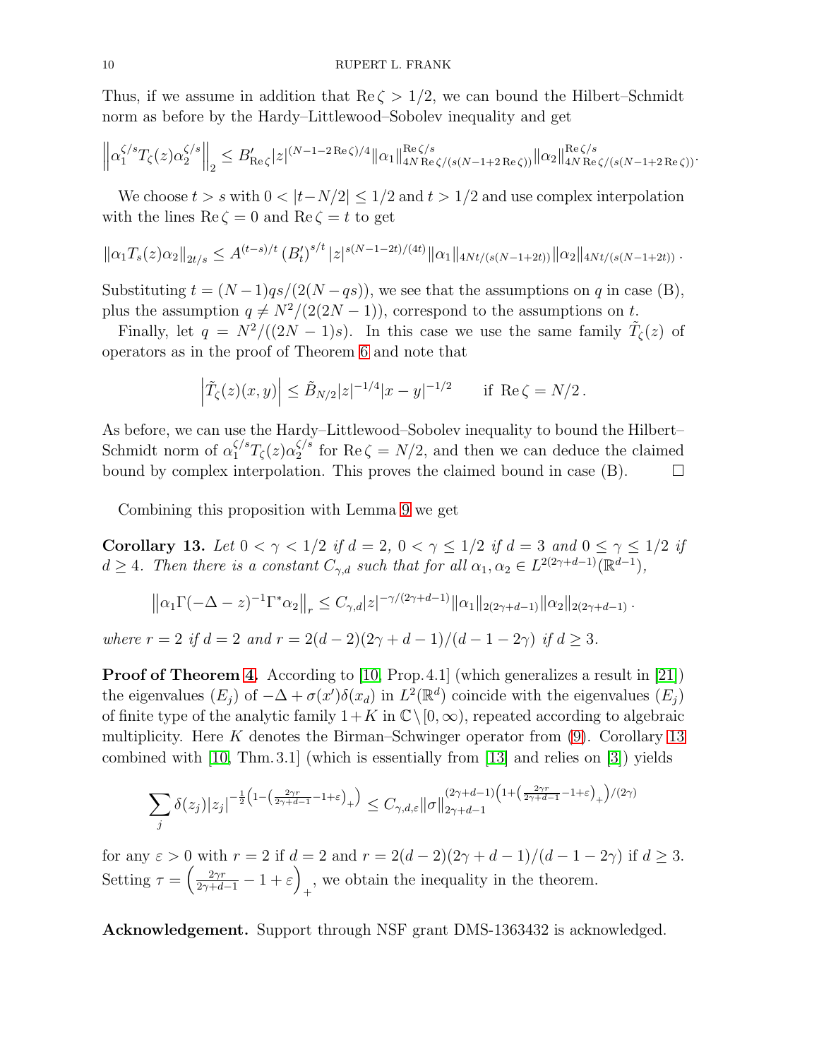Thus, if we assume in addition that $\operatorname{Re}\zeta > 1/2$, we can bound the Hilbert–Schmidt norm as before by the Hardy–Littlewood–Sobolev inequality and get

$$\left\| \alpha_1^{\zeta/s} T_\zeta(z) \alpha_2^{\zeta/s} \right\|_2 \leq B'_{\operatorname{Re}\zeta} |z|^{(N-1-2\operatorname{Re}\zeta)/4} \|\alpha_1\|_{4N\operatorname{Re}\zeta/(s(N-1+2\operatorname{Re}\zeta))}^{\operatorname{Re}\zeta/s} \|\alpha_2\|_{4N\operatorname{Re}\zeta/(s(N-1+2\operatorname{Re}\zeta))}^{\operatorname{Re}\zeta/s}.$$

We choose $t > s$ with $0 < |t - N/2| \leq 1/2$ and $t > 1/2$ and use complex interpolation with the lines $\operatorname{Re}\zeta = 0$ and $\operatorname{Re}\zeta = t$ to get

$$\|\alpha_1 T_s(z) \alpha_2\|_{2t/s} \leq A^{(t-s)/t} \left(B'_t\right)^{s/t} |z|^{s(N-1-2t)/(4t)} \|\alpha_1\|_{4Nt/(s(N-1+2t))} \|\alpha_2\|_{4Nt/(s(N-1+2t))}.$$

Substituting $t = (N-1)qs/(2(N-qs))$, we see that the assumptions on $q$ in case (B), plus the assumption $q \neq N^2/(2(2N-1))$, correspond to the assumptions on $t$.

Finally, let $q = N^2/((2N-1)s)$. In this case we use the same family $\tilde{T}_\zeta(z)$ of operators as in the proof of Theorem 6 and note that

$$\left|\tilde{T}_\zeta(z)(x,y)\right| \leq \tilde{B}_{N/2} |z|^{-1/4} |x-y|^{-1/2} \qquad \text{if } \operatorname{Re}\zeta = N/2\,.$$

As before, we can use the Hardy–Littlewood–Sobolev inequality to bound the Hilbert–Schmidt norm of $\alpha_1^{\zeta/s} T_\zeta(z) \alpha_2^{\zeta/s}$ for $\operatorname{Re}\zeta = N/2$, and then we can deduce the claimed bound by complex interpolation. This proves the claimed bound in case (B). $\square$

Combining this proposition with Lemma 9 we get

**Corollary 13.** *Let $0 < \gamma < 1/2$ if $d = 2$, $0 < \gamma \leq 1/2$ if $d = 3$ and $0 \leq \gamma \leq 1/2$ if $d \geq 4$. Then there is a constant $C_{\gamma,d}$ such that for all $\alpha_1, \alpha_2 \in L^{2(2\gamma+d-1)}(\mathbb{R}^{d-1})$,*

$$\left\|\alpha_1 \Gamma(-\Delta - z)^{-1} \Gamma^* \alpha_2\right\|_r \leq C_{\gamma,d} |z|^{-\gamma/(2\gamma+d-1)} \|\alpha_1\|_{2(2\gamma+d-1)} \|\alpha_2\|_{2(2\gamma+d-1)}\,.$$

*where $r = 2$ if $d = 2$ and $r = 2(d-2)(2\gamma+d-1)/(d-1-2\gamma)$ if $d \geq 3$.*

**Proof of Theorem 4.** According to [10, Prop. 4.1] (which generalizes a result in [21]) the eigenvalues $(E_j)$ of $-\Delta + \sigma(x')\delta(x_d)$ in $L^2(\mathbb{R}^d)$ coincide with the eigenvalues $(E_j)$ of finite type of the analytic family $1 + K$ in $\mathbb{C} \setminus [0,\infty)$, repeated according to algebraic multiplicity. Here $K$ denotes the Birman–Schwinger operator from (9). Corollary 13 combined with [10, Thm. 3.1] (which is essentially from [13] and relies on [3]) yields

$$\sum_j \delta(z_j) |z_j|^{-\frac{1}{2}\left(1 - \left(\frac{2\gamma r}{2\gamma+d-1} - 1 + \varepsilon\right)_+\right)} \leq C_{\gamma,d,\varepsilon} \|\sigma\|_{2\gamma+d-1}^{(2\gamma+d-1)\left(1 + \left(\frac{2\gamma r}{2\gamma+d-1} - 1 + \varepsilon\right)_+\right)/(2\gamma)}$$

for any $\varepsilon > 0$ with $r = 2$ if $d = 2$ and $r = 2(d-2)(2\gamma+d-1)/(d-1-2\gamma)$ if $d \geq 3$. Setting $\tau = \left(\frac{2\gamma r}{2\gamma+d-1} - 1 + \varepsilon\right)_+$, we obtain the inequality in the theorem.

**Acknowledgement.** Support through NSF grant DMS-1363432 is acknowledged.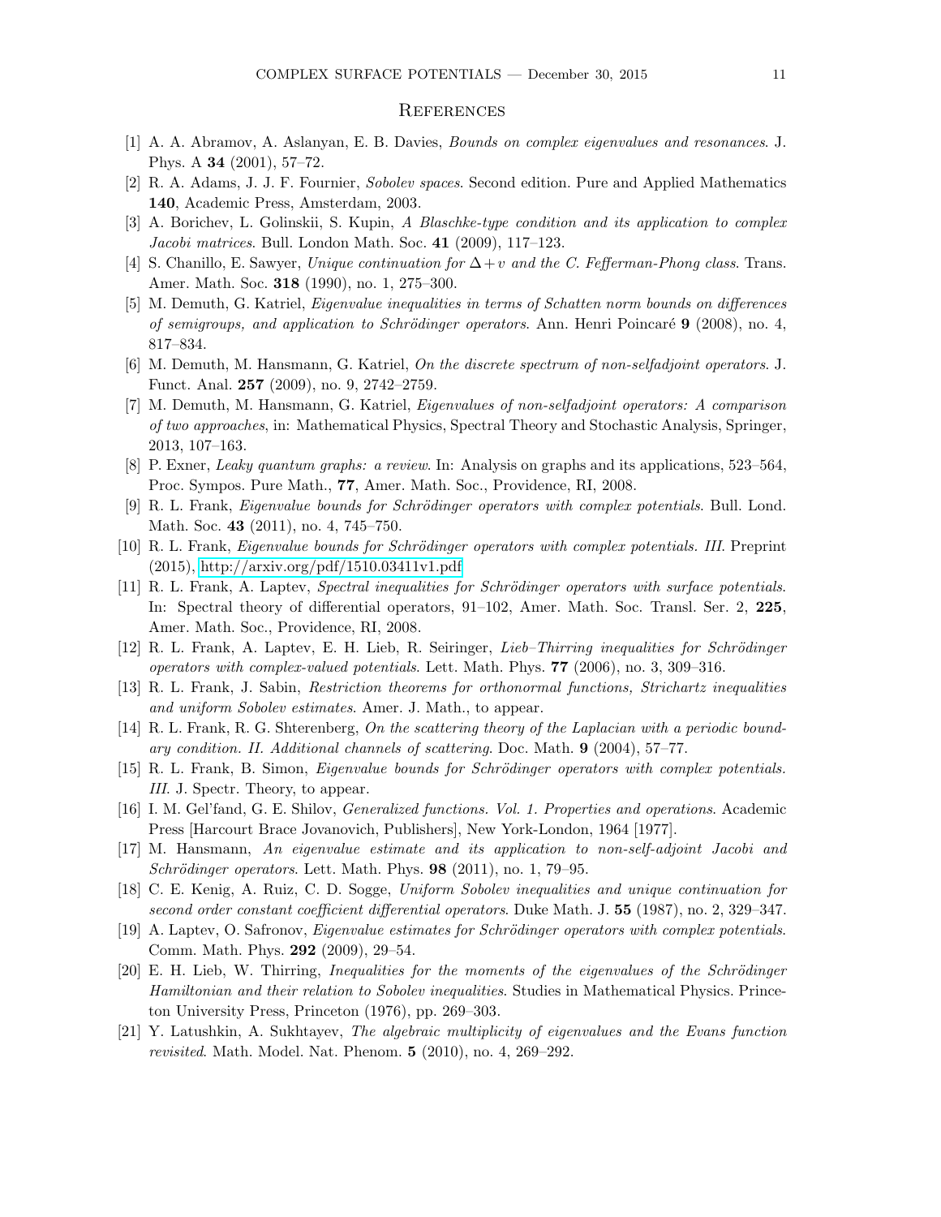## References

[1] A. A. Abramov, A. Aslanyan, E. B. Davies, *Bounds on complex eigenvalues and resonances*. J. Phys. A **34** (2001), 57–72.

[2] R. A. Adams, J. J. F. Fournier, *Sobolev spaces*. Second edition. Pure and Applied Mathematics **140**, Academic Press, Amsterdam, 2003.

[3] A. Borichev, L. Golinskii, S. Kupin, *A Blaschke-type condition and its application to complex Jacobi matrices*. Bull. London Math. Soc. **41** (2009), 117–123.

[4] S. Chanillo, E. Sawyer, *Unique continuation for $\Delta + v$ and the C. Fefferman-Phong class*. Trans. Amer. Math. Soc. **318** (1990), no. 1, 275–300.

[5] M. Demuth, G. Katriel, *Eigenvalue inequalities in terms of Schatten norm bounds on differences of semigroups, and application to Schrödinger operators*. Ann. Henri Poincaré **9** (2008), no. 4, 817–834.

[6] M. Demuth, M. Hansmann, G. Katriel, *On the discrete spectrum of non-selfadjoint operators*. J. Funct. Anal. **257** (2009), no. 9, 2742–2759.

[7] M. Demuth, M. Hansmann, G. Katriel, *Eigenvalues of non-selfadjoint operators: A comparison of two approaches*, in: Mathematical Physics, Spectral Theory and Stochastic Analysis, Springer, 2013, 107–163.

[8] P. Exner, *Leaky quantum graphs: a review*. In: Analysis on graphs and its applications, 523–564, Proc. Sympos. Pure Math., **77**, Amer. Math. Soc., Providence, RI, 2008.

[9] R. L. Frank, *Eigenvalue bounds for Schrödinger operators with complex potentials*. Bull. Lond. Math. Soc. **43** (2011), no. 4, 745–750.

[10] R. L. Frank, *Eigenvalue bounds for Schrödinger operators with complex potentials. III*. Preprint (2015), http://arxiv.org/pdf/1510.03411v1.pdf

[11] R. L. Frank, A. Laptev, *Spectral inequalities for Schrödinger operators with surface potentials*. In: Spectral theory of differential operators, 91–102, Amer. Math. Soc. Transl. Ser. 2, **225**, Amer. Math. Soc., Providence, RI, 2008.

[12] R. L. Frank, A. Laptev, E. H. Lieb, R. Seiringer, *Lieb–Thirring inequalities for Schrödinger operators with complex-valued potentials*. Lett. Math. Phys. **77** (2006), no. 3, 309–316.

[13] R. L. Frank, J. Sabin, *Restriction theorems for orthonormal functions, Strichartz inequalities and uniform Sobolev estimates*. Amer. J. Math., to appear.

[14] R. L. Frank, R. G. Shterenberg, *On the scattering theory of the Laplacian with a periodic boundary condition. II. Additional channels of scattering*. Doc. Math. **9** (2004), 57–77.

[15] R. L. Frank, B. Simon, *Eigenvalue bounds for Schrödinger operators with complex potentials. III*. J. Spectr. Theory, to appear.

[16] I. M. Gel'fand, G. E. Shilov, *Generalized functions. Vol. 1. Properties and operations*. Academic Press [Harcourt Brace Jovanovich, Publishers], New York-London, 1964 [1977].

[17] M. Hansmann, *An eigenvalue estimate and its application to non-self-adjoint Jacobi and Schrödinger operators*. Lett. Math. Phys. **98** (2011), no. 1, 79–95.

[18] C. E. Kenig, A. Ruiz, C. D. Sogge, *Uniform Sobolev inequalities and unique continuation for second order constant coefficient differential operators*. Duke Math. J. **55** (1987), no. 2, 329–347.

[19] A. Laptev, O. Safronov, *Eigenvalue estimates for Schrödinger operators with complex potentials*. Comm. Math. Phys. **292** (2009), 29–54.

[20] E. H. Lieb, W. Thirring, *Inequalities for the moments of the eigenvalues of the Schrödinger Hamiltonian and their relation to Sobolev inequalities*. Studies in Mathematical Physics. Princeton University Press, Princeton (1976), pp. 269–303.

[21] Y. Latushkin, A. Sukhtayev, *The algebraic multiplicity of eigenvalues and the Evans function revisited*. Math. Model. Nat. Phenom. **5** (2010), no. 4, 269–292.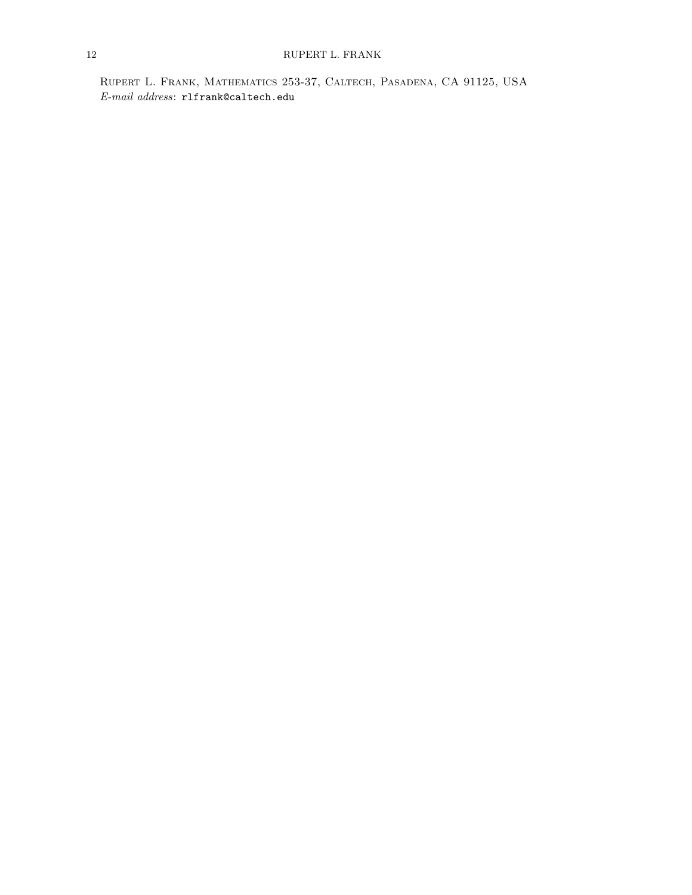Rupert L. Frank, Mathematics 253-37, Caltech, Pasadena, CA 91125, USA
*E-mail address*: `rlfrank@caltech.edu`